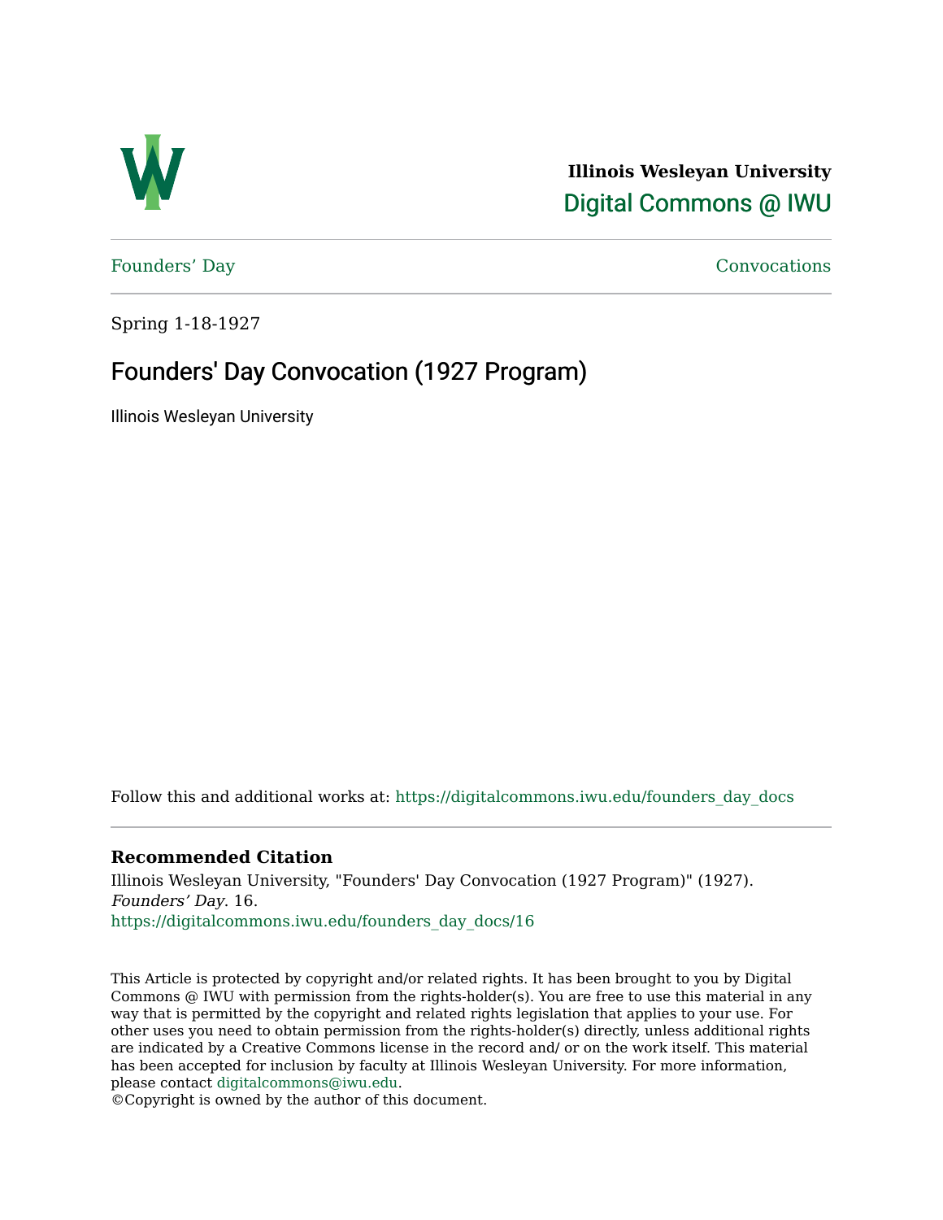**Illinois Wesleyan University**

Digital Commons @ IWU

Founders' Day | Convocations

Spring 1-18-1927

# Founders' Day Convocation (1927 Program)

Illinois Wesleyan University

Follow this and additional works at: https://digitalcommons.iwu.edu/founders_day_docs

### Recommended Citation

Illinois Wesleyan University, "Founders' Day Convocation (1927 Program)" (1927). *Founders' Day*. 16.
https://digitalcommons.iwu.edu/founders_day_docs/16

This Article is protected by copyright and/or related rights. It has been brought to you by Digital Commons @ IWU with permission from the rights-holder(s). You are free to use this material in any way that is permitted by the copyright and related rights legislation that applies to your use. For other uses you need to obtain permission from the rights-holder(s) directly, unless additional rights are indicated by a Creative Commons license in the record and/ or on the work itself. This material has been accepted for inclusion by faculty at Illinois Wesleyan University. For more information, please contact digitalcommons@iwu.edu.
©Copyright is owned by the author of this document.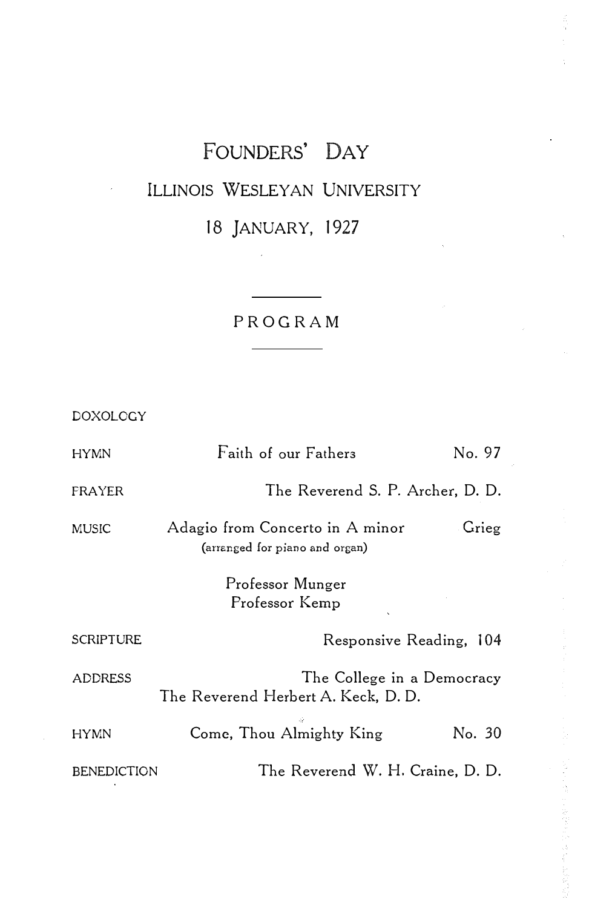# FOUNDERS' DAY

## ILLINOIS WESLEYAN UNIVERSITY

## 18 JANUARY, 1927

---

PROGRAM

---

DOXOLOGY

HYMN — Faith of our Fathers — No. 97

PRAYER — The Reverend S. P. Archer, D. D.

MUSIC — Adagio from Concerto in A minor — Grieg
(arranged for piano and organ)

Professor Munger
Professor Kemp

SCRIPTURE — Responsive Reading, 104

ADDRESS — The College in a Democracy
The Reverend Herbert A. Keck, D. D.

HYMN — Come, Thou Almighty King — No. 30

BENEDICTION — The Reverend W. H. Craine, D. D.